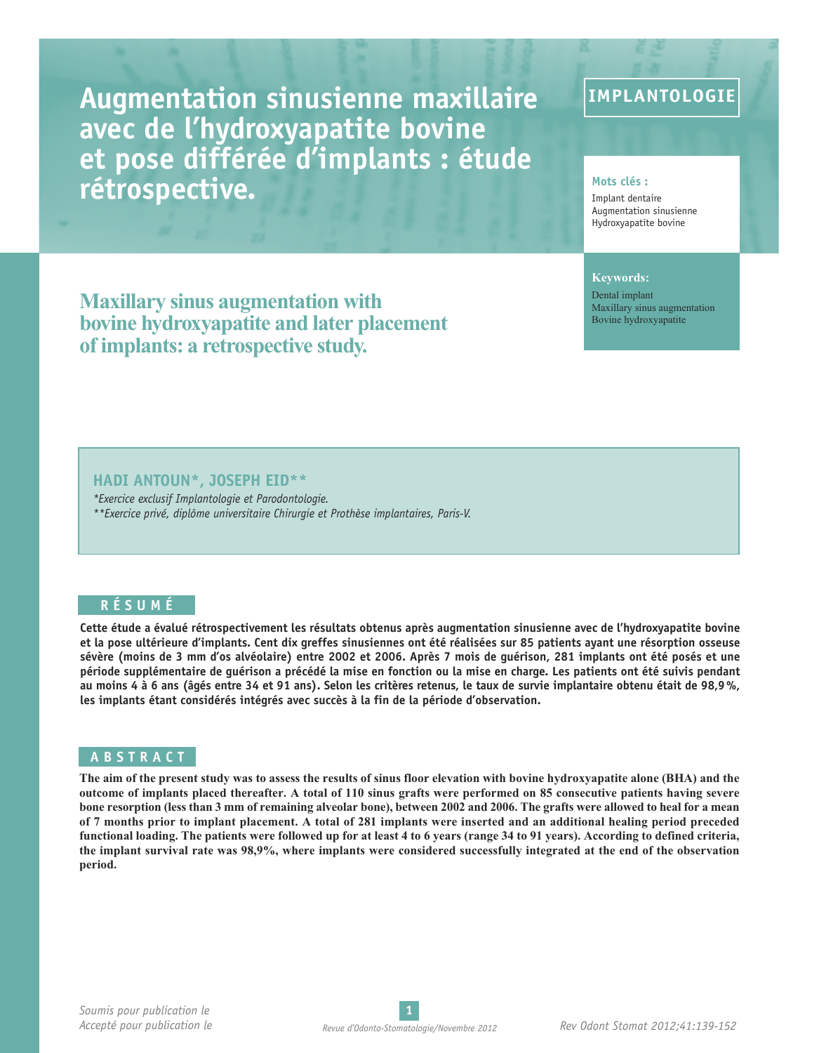IMPLANTOLOGIE

# Augmentation sinusienne maxillaire avec de l'hydroxyapatite bovine et pose différée d'implants : étude rétrospective.

**Mots clés :**
Implant dentaire
Augmentation sinusienne
Hydroxyapatite bovine

## Maxillary sinus augmentation with bovine hydroxyapatite and later placement of implants: a retrospective study.

**Keywords:**
Dental implant
Maxillary sinus augmentation
Bovine hydroxyapatite

**HADI ANTOUN\*, JOSEPH EID\*\***

*\*Exercice exclusif Implantologie et Parodontologie.*
*\*\*Exercice privé, diplôme universitaire Chirurgie et Prothèse implantaires, Paris-V.*

### RÉSUMÉ

**Cette étude a évalué rétrospectivement les résultats obtenus après augmentation sinusienne avec de l'hydroxyapatite bovine et la pose ultérieure d'implants. Cent dix greffes sinusiennes ont été réalisées sur 85 patients ayant une résorption osseuse sévère (moins de 3 mm d'os alvéolaire) entre 2002 et 2006. Après 7 mois de guérison, 281 implants ont été posés et une période supplémentaire de guérison a précédé la mise en fonction ou la mise en charge. Les patients ont été suivis pendant au moins 4 à 6 ans (âgés entre 34 et 91 ans). Selon les critères retenus, le taux de survie implantaire obtenu était de 98,9 %, les implants étant considérés intégrés avec succès à la fin de la période d'observation.**

### ABSTRACT

**The aim of the present study was to assess the results of sinus floor elevation with bovine hydroxyapatite alone (BHA) and the outcome of implants placed thereafter. A total of 110 sinus grafts were performed on 85 consecutive patients having severe bone resorption (less than 3 mm of remaining alveolar bone), between 2002 and 2006. The grafts were allowed to heal for a mean of 7 months prior to implant placement. A total of 281 implants were inserted and an additional healing period preceded functional loading. The patients were followed up for at least 4 to 6 years (range 34 to 91 years). According to defined criteria, the implant survival rate was 98,9%, where implants were considered successfully integrated at the end of the observation period.**

*Soumis pour publication le*
*Accepté pour publication le*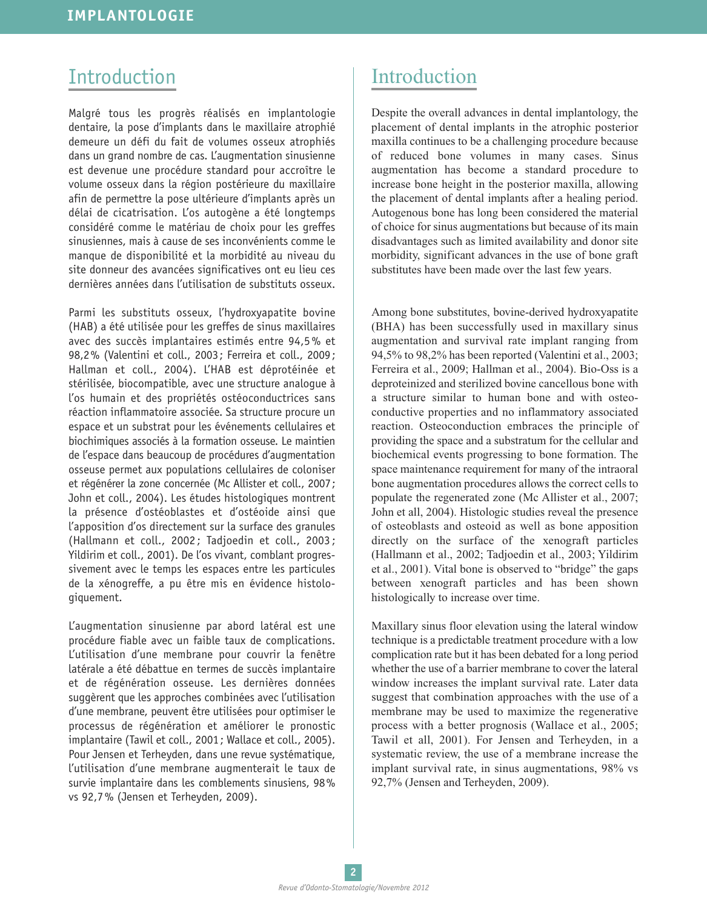## Introduction

Malgré tous les progrès réalisés en implantologie dentaire, la pose d'implants dans le maxillaire atrophié demeure un défi du fait de volumes osseux atrophiés dans un grand nombre de cas. L'augmentation sinusienne est devenue une procédure standard pour accroître le volume osseux dans la région postérieure du maxillaire afin de permettre la pose ultérieure d'implants après un délai de cicatrisation. L'os autogène a été longtemps considéré comme le matériau de choix pour les greffes sinusiennes, mais à cause de ses inconvénients comme le manque de disponibilité et la morbidité au niveau du site donneur des avancées significatives ont eu lieu ces dernières années dans l'utilisation de substituts osseux.

Parmi les substituts osseux, l'hydroxyapatite bovine (HAB) a été utilisée pour les greffes de sinus maxillaires avec des succès implantaires estimés entre 94,5 % et 98,2 % (Valentini et coll., 2003 ; Ferreira et coll., 2009 ; Hallman et coll., 2004). L'HAB est déprotéinée et stérilisée, biocompatible, avec une structure analogue à l'os humain et des propriétés ostéoconductrices sans réaction inflammatoire associée. Sa structure procure un espace et un substrat pour les événements cellulaires et biochimiques associés à la formation osseuse. Le maintien de l'espace dans beaucoup de procédures d'augmentation osseuse permet aux populations cellulaires de coloniser et régénérer la zone concernée (Mc Allister et coll., 2007 ; John et coll., 2004). Les études histologiques montrent la présence d'ostéoblastes et d'ostéoide ainsi que l'apposition d'os directement sur la surface des granules (Hallmann et coll., 2002 ; Tadjoedin et coll., 2003 ; Yildirim et coll., 2001). De l'os vivant, comblant progressivement avec le temps les espaces entre les particules de la xénogreffe, a pu être mis en évidence histologiquement.

L'augmentation sinusienne par abord latéral est une procédure fiable avec un faible taux de complications. L'utilisation d'une membrane pour couvrir la fenêtre latérale a été débattue en termes de succès implantaire et de régénération osseuse. Les dernières données suggèrent que les approches combinées avec l'utilisation d'une membrane, peuvent être utilisées pour optimiser le processus de régénération et améliorer le pronostic implantaire (Tawil et coll., 2001 ; Wallace et coll., 2005). Pour Jensen et Terheyden, dans une revue systématique, l'utilisation d'une membrane augmenterait le taux de survie implantaire dans les comblements sinusiens, 98 % vs 92,7 % (Jensen et Terheyden, 2009).

## Introduction

Despite the overall advances in dental implantology, the placement of dental implants in the atrophic posterior maxilla continues to be a challenging procedure because of reduced bone volumes in many cases. Sinus augmentation has become a standard procedure to increase bone height in the posterior maxilla, allowing the placement of dental implants after a healing period. Autogenous bone has long been considered the material of choice for sinus augmentations but because of its main disadvantages such as limited availability and donor site morbidity, significant advances in the use of bone graft substitutes have been made over the last few years.

Among bone substitutes, bovine-derived hydroxyapatite (BHA) has been successfully used in maxillary sinus augmentation and survival rate implant ranging from 94,5% to 98,2% has been reported (Valentini et al., 2003; Ferreira et al., 2009; Hallman et al., 2004). Bio-Oss is a deproteinized and sterilized bovine cancellous bone with a structure similar to human bone and with osteoconductive properties and no inflammatory associated reaction. Osteoconduction embraces the principle of providing the space and a substratum for the cellular and biochemical events progressing to bone formation. The space maintenance requirement for many of the intraoral bone augmentation procedures allows the correct cells to populate the regenerated zone (Mc Allister et al., 2007; John et all, 2004). Histologic studies reveal the presence of osteoblasts and osteoid as well as bone apposition directly on the surface of the xenograft particles (Hallmann et al., 2002; Tadjoedin et al., 2003; Yildirim et al., 2001). Vital bone is observed to "bridge" the gaps between xenograft particles and has been shown histologically to increase over time.

Maxillary sinus floor elevation using the lateral window technique is a predictable treatment procedure with a low complication rate but it has been debated for a long period whether the use of a barrier membrane to cover the lateral window increases the implant survival rate. Later data suggest that combination approaches with the use of a membrane may be used to maximize the regenerative process with a better prognosis (Wallace et al., 2005; Tawil et all, 2001). For Jensen and Terheyden, in a systematic review, the use of a membrane increase the implant survival rate, in sinus augmentations, 98% vs 92,7% (Jensen and Terheyden, 2009).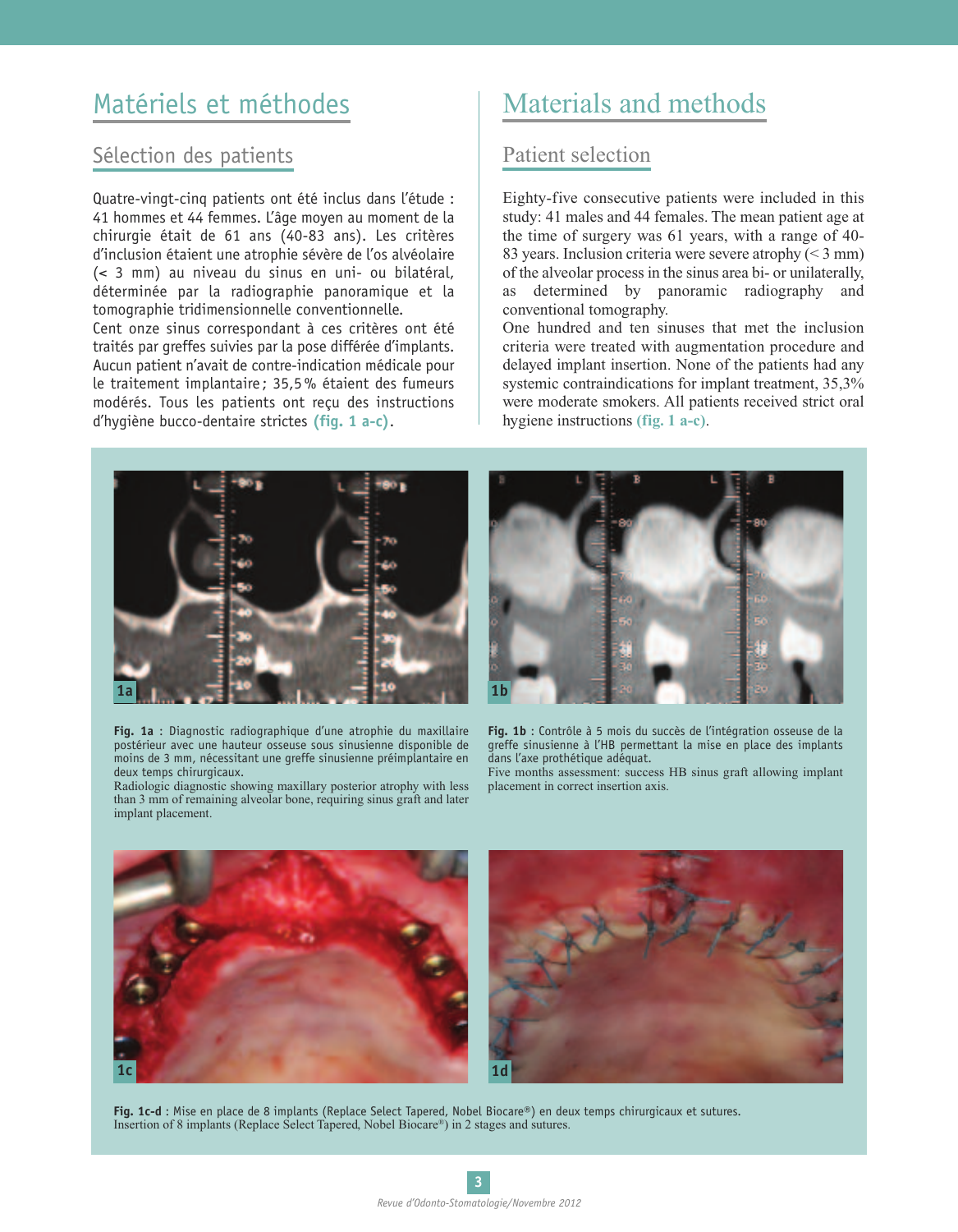# Matériels et méthodes

## Sélection des patients

Quatre-vingt-cinq patients ont été inclus dans l'étude : 41 hommes et 44 femmes. L'âge moyen au moment de la chirurgie était de 61 ans (40-83 ans). Les critères d'inclusion étaient une atrophie sévère de l'os alvéolaire (< 3 mm) au niveau du sinus en uni- ou bilatéral, déterminée par la radiographie panoramique et la tomographie tridimensionnelle conventionnelle.
Cent onze sinus correspondant à ces critères ont été traités par greffes suivies par la pose différée d'implants. Aucun patient n'avait de contre-indication médicale pour le traitement implantaire ; 35,5 % étaient des fumeurs modérés. Tous les patients ont reçu des instructions d'hygiène bucco-dentaire strictes **(fig. 1 a-c)**.

# Materials and methods

## Patient selection

Eighty-five consecutive patients were included in this study: 41 males and 44 females. The mean patient age at the time of surgery was 61 years, with a range of 40-83 years. Inclusion criteria were severe atrophy (< 3 mm) of the alveolar process in the sinus area bi- or unilaterally, as determined by panoramic radiography and conventional tomography.
One hundred and ten sinuses that met the inclusion criteria were treated with augmentation procedure and delayed implant insertion. None of the patients had any systemic contraindications for implant treatment, 35,3% were moderate smokers. All patients received strict oral hygiene instructions **(fig. 1 a-c)**.

**Fig. 1a** : Diagnostic radiographique d'une atrophie du maxillaire postérieur avec une hauteur osseuse sous sinusienne disponible de moins de 3 mm, nécessitant une greffe sinusienne préimplantaire en deux temps chirurgicaux.
Radiologic diagnostic showing maxillary posterior atrophy with less than 3 mm of remaining alveolar bone, requiring sinus graft and later implant placement.

**Fig. 1b** : Contrôle à 5 mois du succès de l'intégration osseuse de la greffe sinusienne à l'HB permettant la mise en place des implants dans l'axe prothétique adéquat.
Five months assessment: success HB sinus graft allowing implant placement in correct insertion axis.

**Fig. 1c-d** : Mise en place de 8 implants (Replace Select Tapered, Nobel Biocare®) en deux temps chirurgicaux et sutures.
Insertion of 8 implants (Replace Select Tapered, Nobel Biocare®) in 2 stages and sutures.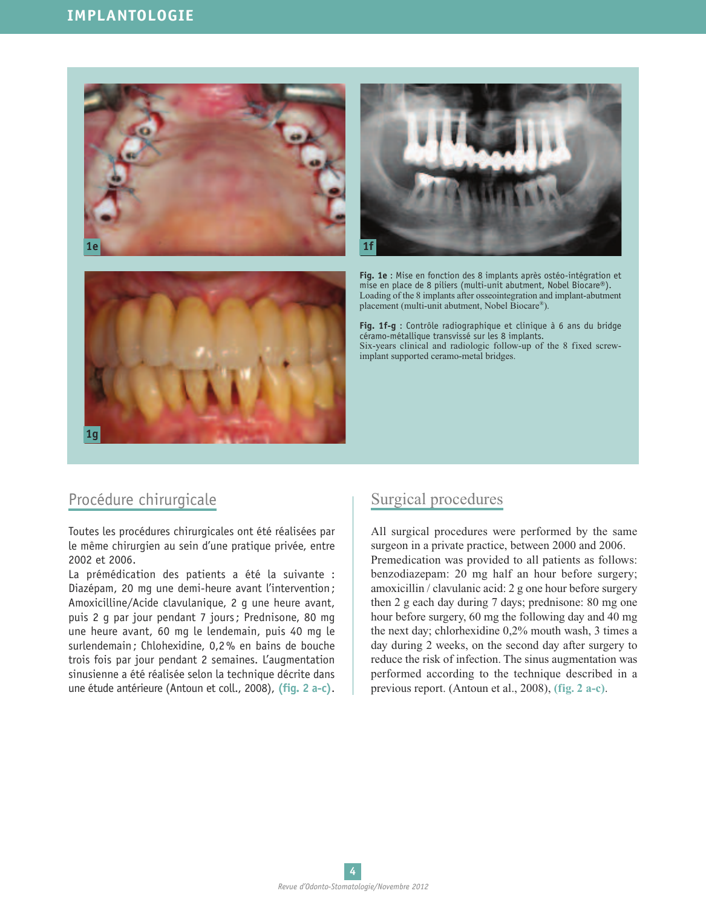**Fig. 1e** : Mise en fonction des 8 implants après ostéo-intégration et mise en place de 8 piliers (multi-unit abutment, Nobel Biocare®).
Loading of the 8 implants after osseointegration and implant-abutment placement (multi-unit abutment, Nobel Biocare®).

**Fig. 1f-g** : Contrôle radiographique et clinique à 6 ans du bridge céramo-métallique transvissé sur les 8 implants.
Six-years clinical and radiologic follow-up of the 8 fixed screw-implant supported ceramo-metal bridges.

## Procédure chirurgicale

Toutes les procédures chirurgicales ont été réalisées par le même chirurgien au sein d'une pratique privée, entre 2002 et 2006.
La prémédication des patients a été la suivante : Diazépam, 20 mg une demi-heure avant l'intervention ; Amoxicilline/Acide clavulanique, 2 g une heure avant, puis 2 g par jour pendant 7 jours ; Prednisone, 80 mg une heure avant, 60 mg le lendemain, puis 40 mg le surlendemain ; Chlohexidine, 0,2 % en bains de bouche trois fois par jour pendant 2 semaines. L'augmentation sinusienne a été réalisée selon la technique décrite dans une étude antérieure (Antoun et coll., 2008), **(fig. 2 a-c)**.

## Surgical procedures

All surgical procedures were performed by the same surgeon in a private practice, between 2000 and 2006.
Premedication was provided to all patients as follows: benzodiazepam: 20 mg half an hour before surgery; amoxicillin / clavulanic acid: 2 g one hour before surgery then 2 g each day during 7 days; prednisone: 80 mg one hour before surgery, 60 mg the following day and 40 mg the next day; chlorhexidine 0,2% mouth wash, 3 times a day during 2 weeks, on the second day after surgery to reduce the risk of infection. The sinus augmentation was performed according to the technique described in a previous report. (Antoun et al., 2008), **(fig. 2 a-c)**.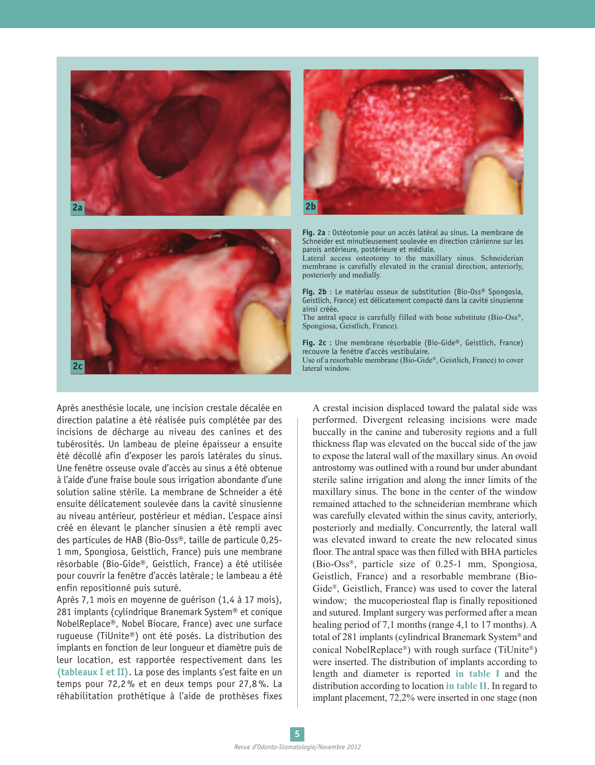**Fig. 2a** : Ostéotomie pour un accès latéral au sinus. La membrane de Schneider est minutieusement soulevée en direction crânienne sur les parois antérieure, postérieure et médiale.
Lateral access osteotomy to the maxillary sinus. Schneiderian membrane is carefully elevated in the cranial direction, anteriorly, posteriorly and medially.

**Fig. 2b** : Le matériau osseux de substitution (Bio-Oss® Spongosia, Geistlich, France) est délicatement compacté dans la cavité sinusienne ainsi créée.
The antral space is carefully filled with bone substitute (Bio-Oss®, Spongiosa, Geistlich, France).

**Fig. 2c** : Une membrane résorbable (Bio-Gide®, Geistlich, France) recouvre la fenêtre d'accès vestibulaire.
Use of a resorbable membrane (Bio-Gide®, Geistlich, France) to cover lateral window.

Après anesthésie locale, une incision crestale décalée en direction palatine a été réalisée puis complétée par des incisions de décharge au niveau des canines et des tubérosités. Un lambeau de pleine épaisseur a ensuite été décollé afin d'exposer les parois latérales du sinus. Une fenêtre osseuse ovale d'accès au sinus a été obtenue à l'aide d'une fraise boule sous irrigation abondante d'une solution saline stérile. La membrane de Schneider a été ensuite délicatement soulevée dans la cavité sinusienne au niveau antérieur, postérieur et médian. L'espace ainsi créé en élevant le plancher sinusien a été rempli avec des particules de HAB (Bio-Oss®, taille de particule 0,25-1 mm, Spongiosa, Geistlich, France) puis une membrane résorbable (Bio-Gide®, Geistlich, France) a été utilisée pour couvrir la fenêtre d'accès latérale ; le lambeau a été enfin repositionné puis suturé.

Après 7,1 mois en moyenne de guérison (1,4 à 17 mois), 281 implants (cylindrique Branemark System® et conique NobelReplace®, Nobel Biocare, France) avec une surface rugueuse (TiUnite®) ont été posés. La distribution des implants en fonction de leur longueur et diamètre puis de leur location, est rapportée respectivement dans les **(tableaux I et II)**. La pose des implants s'est faite en un temps pour 72,2 % et en deux temps pour 27,8 %. La réhabilitation prothétique à l'aide de prothèses fixes

A crestal incision displaced toward the palatal side was performed. Divergent releasing incisions were made buccally in the canine and tuberosity regions and a full thickness flap was elevated on the buccal side of the jaw to expose the lateral wall of the maxillary sinus. An ovoid antrostomy was outlined with a round bur under abundant sterile saline irrigation and along the inner limits of the maxillary sinus. The bone in the center of the window remained attached to the schneiderian membrane which was carefully elevated within the sinus cavity, anteriorly, posteriorly and medially. Concurrently, the lateral wall was elevated inward to create the new relocated sinus floor. The antral space was then filled with BHA particles (Bio-Oss®, particle size of 0.25-1 mm, Spongiosa, Geistlich, France) and a resorbable membrane (Bio-Gide®, Geistlich, France) was used to cover the lateral window; the mucoperiosteal flap is finally repositioned and sutured. Implant surgery was performed after a mean healing period of 7,1 months (range 4,1 to 17 months). A total of 281 implants (cylindrical Branemark System® and conical NobelReplace®) with rough surface (TiUnite®) were inserted. The distribution of implants according to length and diameter is reported **in table I** and the distribution according to location **in table II**. In regard to implant placement, 72,2% were inserted in one stage (non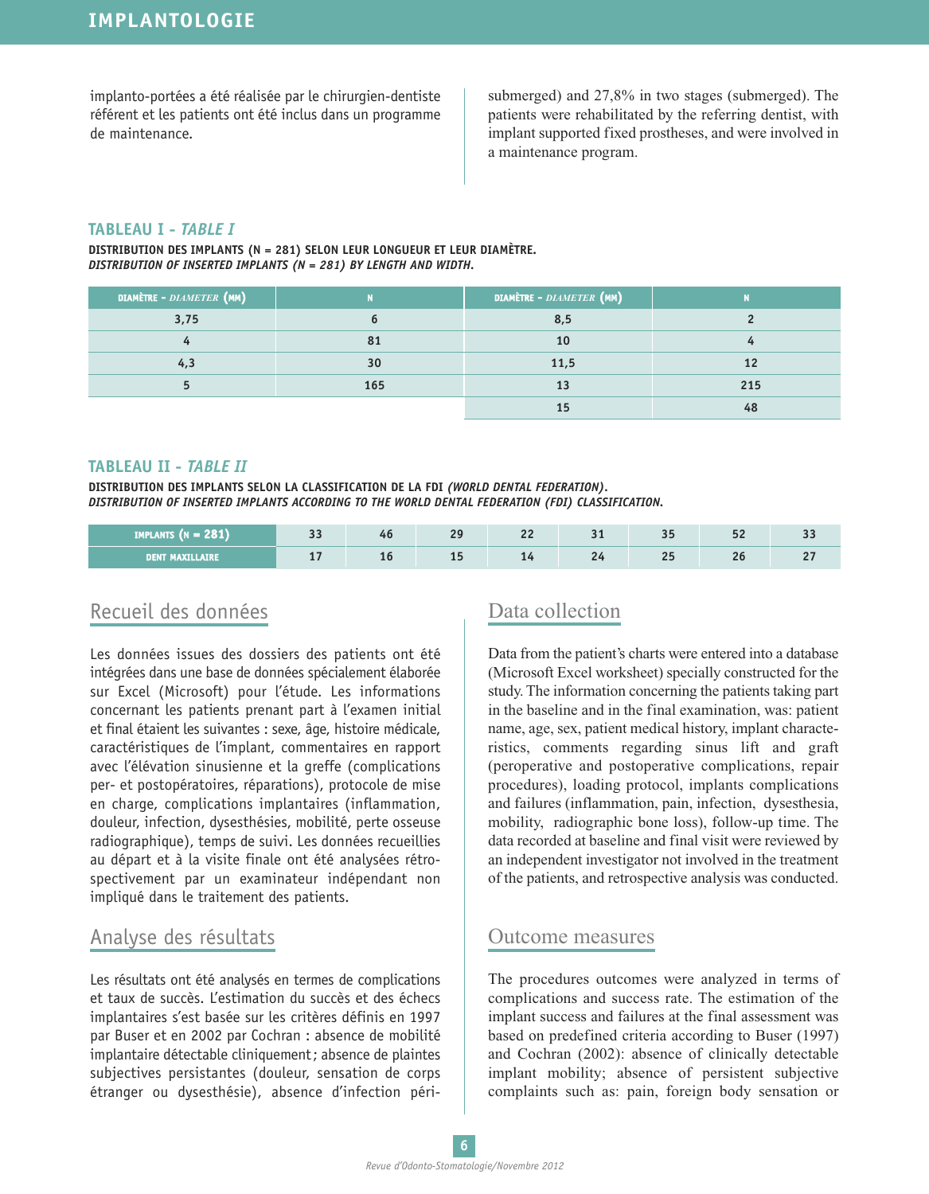implanto-portées a été réalisée par le chirurgien-dentiste référent et les patients ont été inclus dans un programme de maintenance.

submerged) and 27,8% in two stages (submerged). The patients were rehabilitated by the referring dentist, with implant supported fixed prostheses, and were involved in a maintenance program.

### TABLEAU I - *TABLE I*

**DISTRIBUTION DES IMPLANTS (N = 281) SELON LEUR LONGUEUR ET LEUR DIAMÈTRE.**
***DISTRIBUTION OF INSERTED IMPLANTS (N = 281) BY LENGTH AND WIDTH.***

| DIAMÈTRE - *DIAMETER* (MM) | N | DIAMÈTRE - *DIAMETER* (MM) | N |
|---|---|---|---|
| 3,75 | 6 | 8,5 | 2 |
| 4 | 81 | 10 | 4 |
| 4,3 | 30 | 11,5 | 12 |
| 5 | 165 | 13 | 215 |
| | | 15 | 48 |

### TABLEAU II - *TABLE II*

**DISTRIBUTION DES IMPLANTS SELON LA CLASSIFICATION DE LA FDI *(WORLD DENTAL FEDERATION)*.**
***DISTRIBUTION OF INSERTED IMPLANTS ACCORDING TO THE WORLD DENTAL FEDERATION (FDI) CLASSIFICATION.***

| IMPLANTS (N = 281) | 33 | 46 | 29 | 22 | 31 | 35 | 52 | 33 |
|---|---|---|---|---|---|---|---|---|
| DENT MAXILLAIRE | 17 | 16 | 15 | 14 | 24 | 25 | 26 | 27 |

## Recueil des données

Les données issues des dossiers des patients ont été intégrées dans une base de données spécialement élaborée sur Excel (Microsoft) pour l'étude. Les informations concernant les patients prenant part à l'examen initial et final étaient les suivantes : sexe, âge, histoire médicale, caractéristiques de l'implant, commentaires en rapport avec l'élévation sinusienne et la greffe (complications per- et postopératoires, réparations), protocole de mise en charge, complications implantaires (inflammation, douleur, infection, dysesthésies, mobilité, perte osseuse radiographique), temps de suivi. Les données recueillies au départ et à la visite finale ont été analysées rétrospectivement par un examinateur indépendant non impliqué dans le traitement des patients.

## Analyse des résultats

Les résultats ont été analysés en termes de complications et taux de succès. L'estimation du succès et des échecs implantaires s'est basée sur les critères définis en 1997 par Buser et en 2002 par Cochran : absence de mobilité implantaire détectable cliniquement ; absence de plaintes subjectives persistantes (douleur, sensation de corps étranger ou dysesthésie), absence d'infection péri-

## Data collection

Data from the patient's charts were entered into a database (Microsoft Excel worksheet) specially constructed for the study. The information concerning the patients taking part in the baseline and in the final examination, was: patient name, age, sex, patient medical history, implant characteristics, comments regarding sinus lift and graft (peroperative and postoperative complications, repair procedures), loading protocol, implants complications and failures (inflammation, pain, infection, dysesthesia, mobility, radiographic bone loss), follow-up time. The data recorded at baseline and final visit were reviewed by an independent investigator not involved in the treatment of the patients, and retrospective analysis was conducted.

## Outcome measures

The procedures outcomes were analyzed in terms of complications and success rate. The estimation of the implant success and failures at the final assessment was based on predefined criteria according to Buser (1997) and Cochran (2002): absence of clinically detectable implant mobility; absence of persistent subjective complaints such as: pain, foreign body sensation or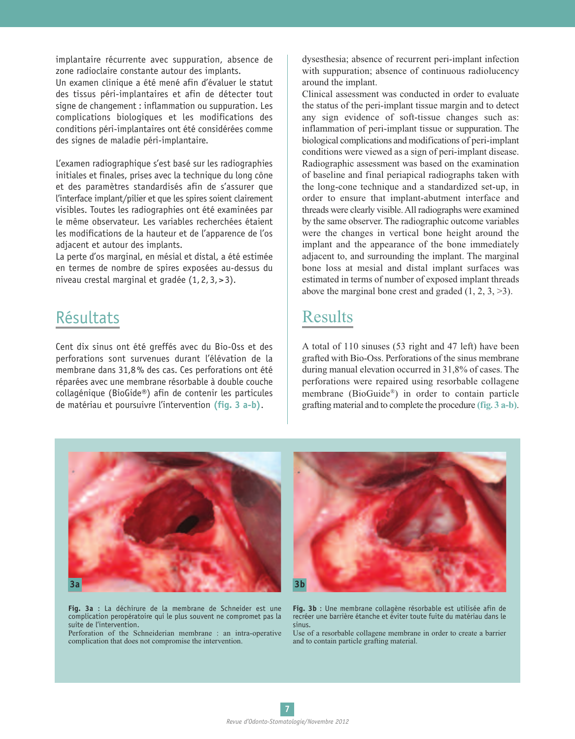implantaire récurrente avec suppuration, absence de zone radioclaire constante autour des implants.
Un examen clinique a été mené afin d'évaluer le statut des tissus péri-implantaires et afin de détecter tout signe de changement : inflammation ou suppuration. Les complications biologiques et les modifications des conditions péri-implantaires ont été considérées comme des signes de maladie péri-implantaire.

L'examen radiographique s'est basé sur les radiographies initiales et finales, prises avec la technique du long cône et des paramètres standardisés afin de s'assurer que l'interface implant/pilier et que les spires soient clairement visibles. Toutes les radiographies ont été examinées par le même observateur. Les variables recherchées étaient les modifications de la hauteur et de l'apparence de l'os adjacent et autour des implants.
La perte d'os marginal, en mésial et distal, a été estimée en termes de nombre de spires exposées au-dessus du niveau crestal marginal et gradée (1, 2, 3, > 3).

## Résultats

Cent dix sinus ont été greffés avec du Bio-Oss et des perforations sont survenues durant l'élévation de la membrane dans 31,8 % des cas. Ces perforations ont été réparées avec une membrane résorbable à double couche collagénique (BioGide®) afin de contenir les particules de matériau et poursuivre l'intervention **(fig. 3 a-b)**.

dysesthesia; absence of recurrent peri-implant infection with suppuration; absence of continuous radiolucency around the implant.
Clinical assessment was conducted in order to evaluate the status of the peri-implant tissue margin and to detect any sign evidence of soft-tissue changes such as: inflammation of peri-implant tissue or suppuration. The biological complications and modifications of peri-implant conditions were viewed as a sign of peri-implant disease.
Radiographic assessment was based on the examination of baseline and final periapical radiographs taken with the long-cone technique and a standardized set-up, in order to ensure that implant-abutment interface and threads were clearly visible. All radiographs were examined by the same observer. The radiographic outcome variables were the changes in vertical bone height around the implant and the appearance of the bone immediately adjacent to, and surrounding the implant. The marginal bone loss at mesial and distal implant surfaces was estimated in terms of number of exposed implant threads above the marginal bone crest and graded (1, 2, 3, >3).

## Results

A total of 110 sinuses (53 right and 47 left) have been grafted with Bio-Oss. Perforations of the sinus membrane during manual elevation occurred in 31,8% of cases. The perforations were repaired using resorbable collagene membrane (BioGuide®) in order to contain particle grafting material and to complete the procedure **(fig. 3 a-b)**.

**Fig. 3a** : La déchirure de la membrane de Schneider est une complication peropératoire qui le plus souvent ne compromet pas la suite de l'intervention.
Perforation of the Schneiderian membrane : an intra-operative complication that does not compromise the intervention.

**Fig. 3b** : Une membrane collagène résorbable est utilisée afin de recréer une barrière étanche et éviter toute fuite du matériau dans le sinus.
Use of a resorbable collagene membrane in order to create a barrier and to contain particle grafting material.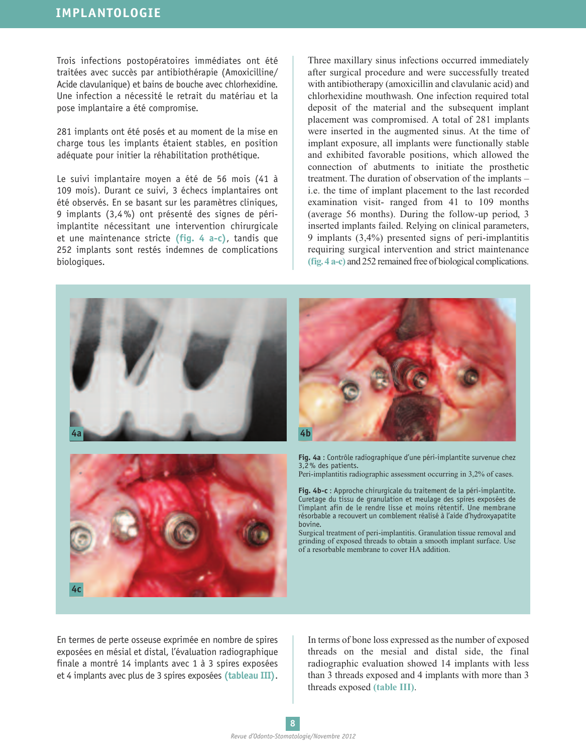Trois infections postopératoires immédiates ont été traitées avec succès par antibiothérapie (Amoxicilline/Acide clavulanique) et bains de bouche avec chlorhexidine. Une infection a nécessité le retrait du matériau et la pose implantaire a été compromise.

281 implants ont été posés et au moment de la mise en charge tous les implants étaient stables, en position adéquate pour initier la réhabilitation prothétique.

Le suivi implantaire moyen a été de 56 mois (41 à 109 mois). Durant ce suivi, 3 échecs implantaires ont été observés. En se basant sur les paramètres cliniques, 9 implants (3,4 %) ont présenté des signes de péri-implantite nécessitant une intervention chirurgicale et une maintenance stricte **(fig. 4 a-c)**, tandis que 252 implants sont restés indemnes de complications biologiques.

Three maxillary sinus infections occurred immediately after surgical procedure and were successfully treated with antibiotherapy (amoxicillin and clavulanic acid) and chlorhexidine mouthwash. One infection required total deposit of the material and the subsequent implant placement was compromised. A total of 281 implants were inserted in the augmented sinus. At the time of implant exposure, all implants were functionally stable and exhibited favorable positions, which allowed the connection of abutments to initiate the prosthetic treatment. The duration of observation of the implants – i.e. the time of implant placement to the last recorded examination visit- ranged from 41 to 109 months (average 56 months). During the follow-up period, 3 inserted implants failed. Relying on clinical parameters, 9 implants (3,4%) presented signs of peri-implantitis requiring surgical intervention and strict maintenance **(fig. 4 a-c)** and 252 remained free of biological complications.

**Fig. 4a :** Contrôle radiographique d'une péri-implantite survenue chez 3,2 % des patients.
Peri-implantitis radiographic assessment occurring in 3,2% of cases.

**Fig. 4b-c :** Approche chirurgicale du traitement de la péri-implantite. Curetage du tissu de granulation et meulage des spires exposées de l'implant afin de le rendre lisse et moins rétentif. Une membrane résorbable a recouvert un comblement réalisé à l'aide d'hydroxyapatite bovine.
Surgical treatment of peri-implantitis. Granulation tissue removal and grinding of exposed threads to obtain a smooth implant surface. Use of a resorbable membrane to cover HA addition.

En termes de perte osseuse exprimée en nombre de spires exposées en mésial et distal, l'évaluation radiographique finale a montré 14 implants avec 1 à 3 spires exposées et 4 implants avec plus de 3 spires exposées **(tableau III)**.

In terms of bone loss expressed as the number of exposed threads on the mesial and distal side, the final radiographic evaluation showed 14 implants with less than 3 threads exposed and 4 implants with more than 3 threads exposed **(table III)**.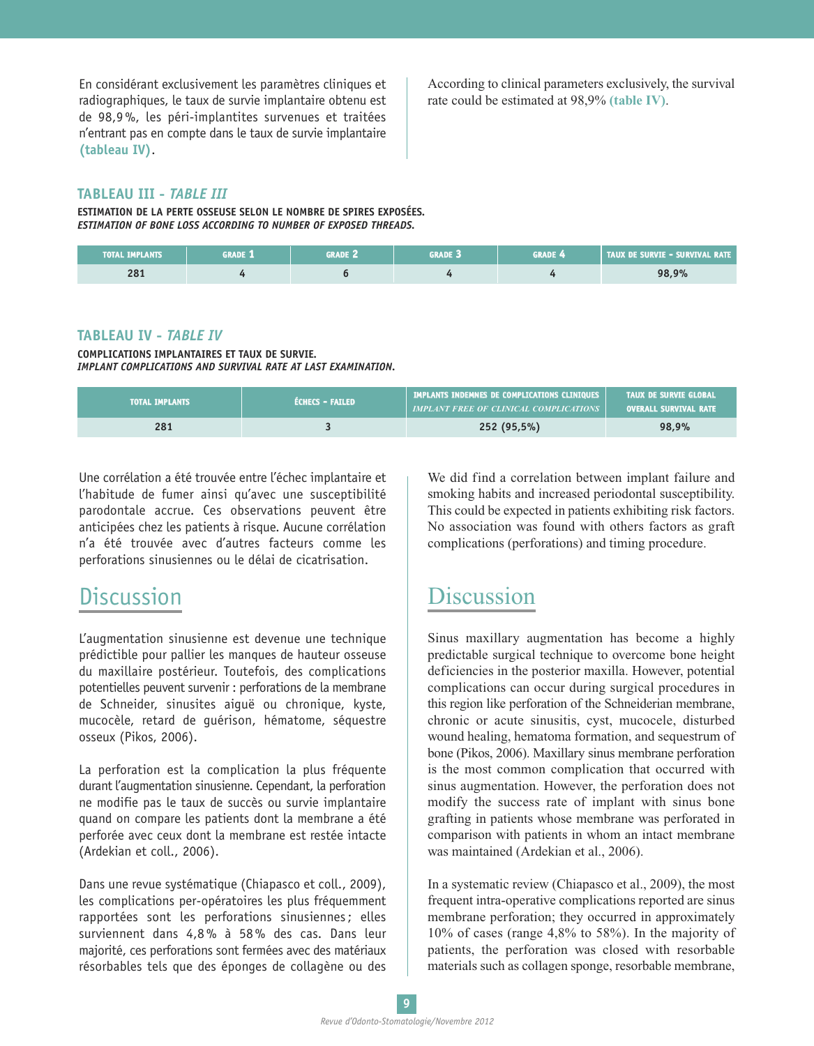En considérant exclusivement les paramètres cliniques et radiographiques, le taux de survie implantaire obtenu est de 98,9 %, les péri-implantites survenues et traitées n'entrant pas en compte dans le taux de survie implantaire **(tableau IV)**.

According to clinical parameters exclusively, the survival rate could be estimated at 98,9% **(table IV)**.

### TABLEAU III - *TABLE III*

**ESTIMATION DE LA PERTE OSSEUSE SELON LE NOMBRE DE SPIRES EXPOSÉES.**
***ESTIMATION OF BONE LOSS ACCORDING TO NUMBER OF EXPOSED THREADS.***

| TOTAL IMPLANTS | GRADE 1 | GRADE 2 | GRADE 3 | GRADE 4 | TAUX DE SURVIE - SURVIVAL RATE |
|---|---|---|---|---|---|
| 281 | 4 | 6 | 4 | 4 | 98,9% |

### TABLEAU IV - *TABLE IV*

**COMPLICATIONS IMPLANTAIRES ET TAUX DE SURVIE.**
***IMPLANT COMPLICATIONS AND SURVIVAL RATE AT LAST EXAMINATION.***

| TOTAL IMPLANTS | ÉCHECS - FAILED | IMPLANTS INDEMNES DE COMPLICATIONS CLINIQUES *IMPLANT FREE OF CLINICAL COMPLICATIONS* | TAUX DE SURVIE GLOBAL OVERALL SURVIVAL RATE |
|---|---|---|---|
| 281 | 3 | 252 (95,5%) | 98,9% |

Une corrélation a été trouvée entre l'échec implantaire et l'habitude de fumer ainsi qu'avec une susceptibilité parodontale accrue. Ces observations peuvent être anticipées chez les patients à risque. Aucune corrélation n'a été trouvée avec d'autres facteurs comme les perforations sinusiennes ou le délai de cicatrisation.

We did find a correlation between implant failure and smoking habits and increased periodontal susceptibility. This could be expected in patients exhibiting risk factors. No association was found with others factors as graft complications (perforations) and timing procedure.

## Discussion

L'augmentation sinusienne est devenue une technique prédictible pour pallier les manques de hauteur osseuse du maxillaire postérieur. Toutefois, des complications potentielles peuvent survenir : perforations de la membrane de Schneider, sinusites aiguë ou chronique, kyste, mucocèle, retard de guérison, hématome, séquestre osseux (Pikos, 2006).

La perforation est la complication la plus fréquente durant l'augmentation sinusienne. Cependant, la perforation ne modifie pas le taux de succès ou survie implantaire quand on compare les patients dont la membrane a été perforée avec ceux dont la membrane est restée intacte (Ardekian et coll., 2006).

Dans une revue systématique (Chiapasco et coll., 2009), les complications per-opératoires les plus fréquemment rapportées sont les perforations sinusiennes ; elles surviennent dans 4,8 % à 58 % des cas. Dans leur majorité, ces perforations sont fermées avec des matériaux résorbables tels que des éponges de collagène ou des

## Discussion

Sinus maxillary augmentation has become a highly predictable surgical technique to overcome bone height deficiencies in the posterior maxilla. However, potential complications can occur during surgical procedures in this region like perforation of the Schneiderian membrane, chronic or acute sinusitis, cyst, mucocele, disturbed wound healing, hematoma formation, and sequestrum of bone (Pikos, 2006). Maxillary sinus membrane perforation is the most common complication that occurred with sinus augmentation. However, the perforation does not modify the success rate of implant with sinus bone grafting in patients whose membrane was perforated in comparison with patients in whom an intact membrane was maintained (Ardekian et al., 2006).

In a systematic review (Chiapasco et al., 2009), the most frequent intra-operative complications reported are sinus membrane perforation; they occurred in approximately 10% of cases (range 4,8% to 58%). In the majority of patients, the perforation was closed with resorbable materials such as collagen sponge, resorbable membrane,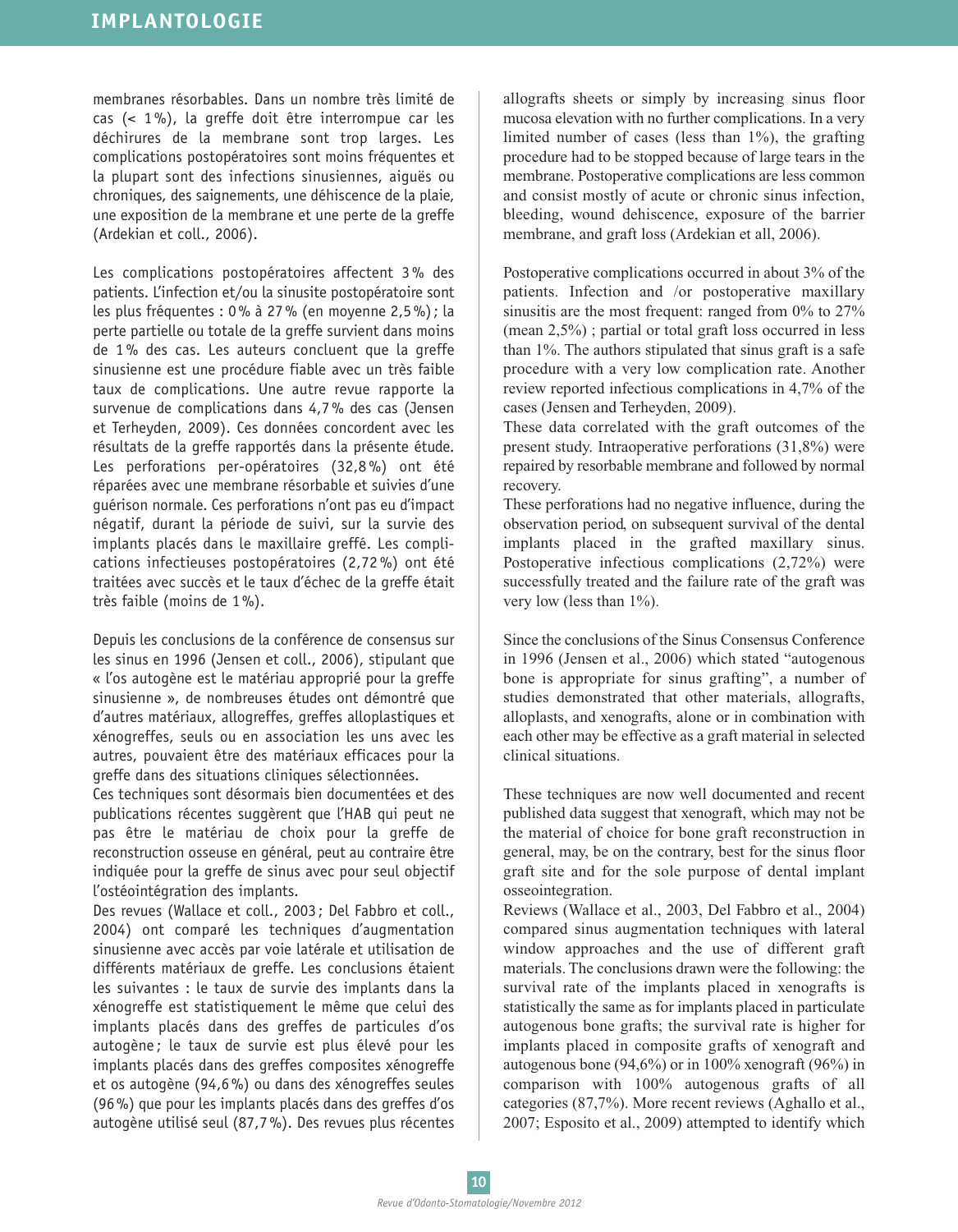membranes résorbables. Dans un nombre très limité de cas (< 1 %), la greffe doit être interrompue car les déchirures de la membrane sont trop larges. Les complications postopératoires sont moins fréquentes et la plupart sont des infections sinusiennes, aiguës ou chroniques, des saignements, une déhiscence de la plaie, une exposition de la membrane et une perte de la greffe (Ardekian et coll., 2006).

Les complications postopératoires affectent 3 % des patients. L'infection et/ou la sinusite postopératoire sont les plus fréquentes : 0 % à 27 % (en moyenne 2,5 %) ; la perte partielle ou totale de la greffe survient dans moins de 1 % des cas. Les auteurs concluent que la greffe sinusienne est une procédure fiable avec un très faible taux de complications. Une autre revue rapporte la survenue de complications dans 4,7 % des cas (Jensen et Terheyden, 2009). Ces données concordent avec les résultats de la greffe rapportés dans la présente étude. Les perforations per-opératoires (32,8 %) ont été réparées avec une membrane résorbable et suivies d'une guérison normale. Ces perforations n'ont pas eu d'impact négatif, durant la période de suivi, sur la survie des implants placés dans le maxillaire greffé. Les complications infectieuses postopératoires (2,72 %) ont été traitées avec succès et le taux d'échec de la greffe était très faible (moins de 1 %).

Depuis les conclusions de la conférence de consensus sur les sinus en 1996 (Jensen et coll., 2006), stipulant que « l'os autogène est le matériau approprié pour la greffe sinusienne », de nombreuses études ont démontré que d'autres matériaux, allogreffes, greffes alloplastiques et xénogreffes, seuls ou en association les uns avec les autres, pouvaient être des matériaux efficaces pour la greffe dans des situations cliniques sélectionnées.

Ces techniques sont désormais bien documentées et des publications récentes suggèrent que l'HAB qui peut ne pas être le matériau de choix pour la greffe de reconstruction osseuse en général, peut au contraire être indiquée pour la greffe de sinus avec pour seul objectif l'ostéointégration des implants.

Des revues (Wallace et coll., 2003 ; Del Fabbro et coll., 2004) ont comparé les techniques d'augmentation sinusienne avec accès par voie latérale et utilisation de différents matériaux de greffe. Les conclusions étaient les suivantes : le taux de survie des implants dans la xénogreffe est statistiquement le même que celui des implants placés dans des greffes de particules d'os autogène ; le taux de survie est plus élevé pour les implants placés dans des greffes composites xénogreffe et os autogène (94,6 %) ou dans des xénogreffes seules (96 %) que pour les implants placés dans des greffes d'os autogène utilisé seul (87,7 %). Des revues plus récentes

allografts sheets or simply by increasing sinus floor mucosa elevation with no further complications. In a very limited number of cases (less than 1%), the grafting procedure had to be stopped because of large tears in the membrane. Postoperative complications are less common and consist mostly of acute or chronic sinus infection, bleeding, wound dehiscence, exposure of the barrier membrane, and graft loss (Ardekian et all, 2006).

Postoperative complications occurred in about 3% of the patients. Infection and /or postoperative maxillary sinusitis are the most frequent: ranged from 0% to 27% (mean 2,5%) ; partial or total graft loss occurred in less than 1%. The authors stipulated that sinus graft is a safe procedure with a very low complication rate. Another review reported infectious complications in 4,7% of the cases (Jensen and Terheyden, 2009).

These data correlated with the graft outcomes of the present study. Intraoperative perforations (31,8%) were repaired by resorbable membrane and followed by normal recovery.

These perforations had no negative influence, during the observation period, on subsequent survival of the dental implants placed in the grafted maxillary sinus. Postoperative infectious complications (2,72%) were successfully treated and the failure rate of the graft was very low (less than 1%).

Since the conclusions of the Sinus Consensus Conference in 1996 (Jensen et al., 2006) which stated "autogenous bone is appropriate for sinus grafting", a number of studies demonstrated that other materials, allografts, alloplasts, and xenografts, alone or in combination with each other may be effective as a graft material in selected clinical situations.

These techniques are now well documented and recent published data suggest that xenograft, which may not be the material of choice for bone graft reconstruction in general, may, be on the contrary, best for the sinus floor graft site and for the sole purpose of dental implant osseointegration.

Reviews (Wallace et al., 2003, Del Fabbro et al., 2004) compared sinus augmentation techniques with lateral window approaches and the use of different graft materials. The conclusions drawn were the following: the survival rate of the implants placed in xenografts is statistically the same as for implants placed in particulate autogenous bone grafts; the survival rate is higher for implants placed in composite grafts of xenograft and autogenous bone (94,6%) or in 100% xenograft (96%) in comparison with 100% autogenous grafts of all categories (87,7%). More recent reviews (Aghallo et al., 2007; Esposito et al., 2009) attempted to identify which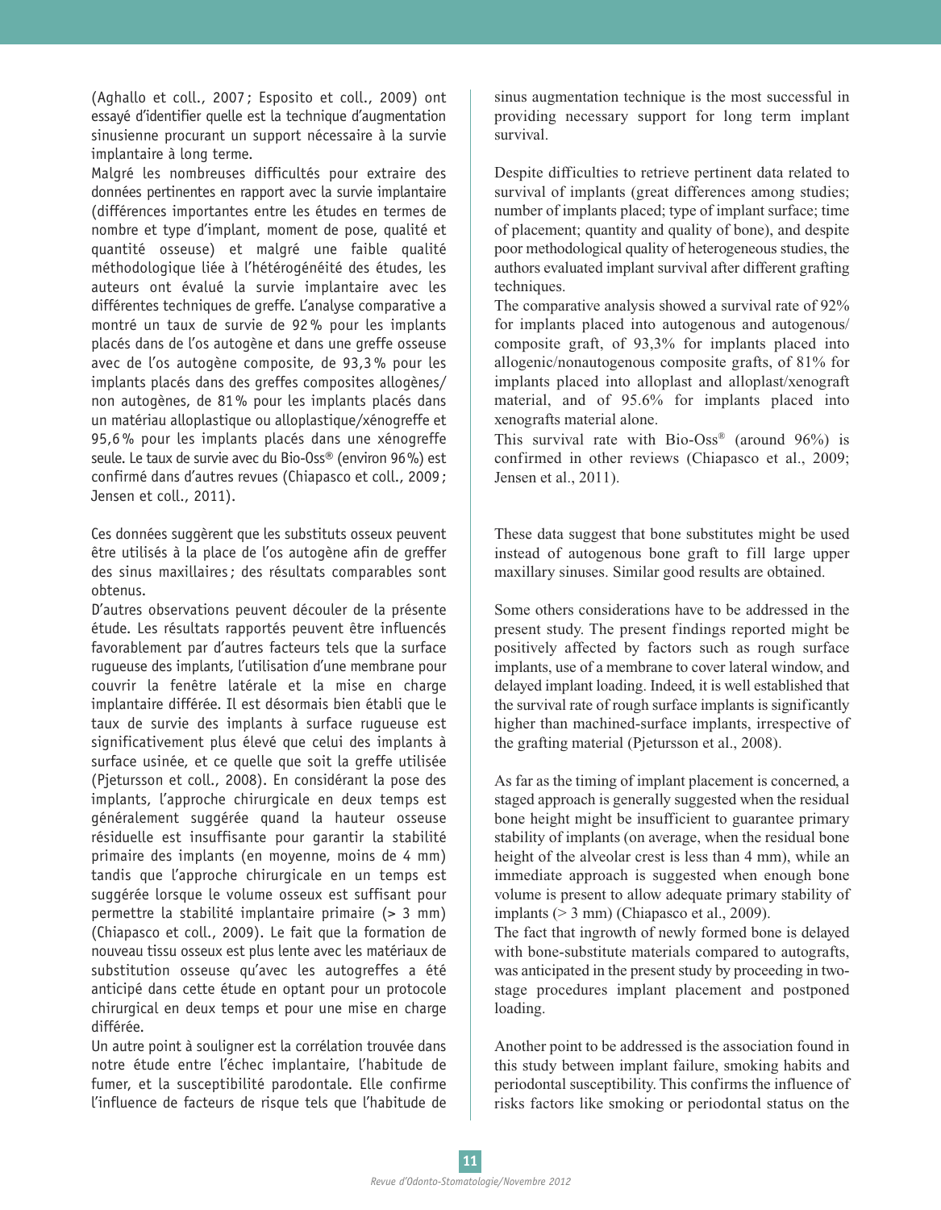(Aghallo et coll., 2007 ; Esposito et coll., 2009) ont essayé d'identifier quelle est la technique d'augmentation sinusienne procurant un support nécessaire à la survie implantaire à long terme.
Malgré les nombreuses difficultés pour extraire des données pertinentes en rapport avec la survie implantaire (différences importantes entre les études en termes de nombre et type d'implant, moment de pose, qualité et quantité osseuse) et malgré une faible qualité méthodologique liée à l'hétérogénéité des études, les auteurs ont évalué la survie implantaire avec les différentes techniques de greffe. L'analyse comparative a montré un taux de survie de 92 % pour les implants placés dans de l'os autogène et dans une greffe osseuse avec de l'os autogène composite, de 93,3 % pour les implants placés dans des greffes composites allogènes/ non autogènes, de 81 % pour les implants placés dans un matériau alloplastique ou alloplastique/xénogreffe et 95,6 % pour les implants placés dans une xénogreffe seule. Le taux de survie avec du Bio-Oss® (environ 96 %) est confirmé dans d'autres revues (Chiapasco et coll., 2009 ; Jensen et coll., 2011).

Ces données suggèrent que les substituts osseux peuvent être utilisés à la place de l'os autogène afin de greffer des sinus maxillaires ; des résultats comparables sont obtenus.
D'autres observations peuvent découler de la présente étude. Les résultats rapportés peuvent être influencés favorablement par d'autres facteurs tels que la surface rugueuse des implants, l'utilisation d'une membrane pour couvrir la fenêtre latérale et la mise en charge implantaire différée. Il est désormais bien établi que le taux de survie des implants à surface rugueuse est significativement plus élevé que celui des implants à surface usinée, et ce quelle que soit la greffe utilisée (Pjetursson et coll., 2008). En considérant la pose des implants, l'approche chirurgicale en deux temps est généralement suggérée quand la hauteur osseuse résiduelle est insuffisante pour garantir la stabilité primaire des implants (en moyenne, moins de 4 mm) tandis que l'approche chirurgicale en un temps est suggérée lorsque le volume osseux est suffisant pour permettre la stabilité implantaire primaire (> 3 mm) (Chiapasco et coll., 2009). Le fait que la formation de nouveau tissu osseux est plus lente avec les matériaux de substitution osseuse qu'avec les autogreffes a été anticipé dans cette étude en optant pour un protocole chirurgical en deux temps et pour une mise en charge différée.
Un autre point à souligner est la corrélation trouvée dans notre étude entre l'échec implantaire, l'habitude de fumer, et la susceptibilité parodontale. Elle confirme l'influence de facteurs de risque tels que l'habitude de

sinus augmentation technique is the most successful in providing necessary support for long term implant survival.

Despite difficulties to retrieve pertinent data related to survival of implants (great differences among studies; number of implants placed; type of implant surface; time of placement; quantity and quality of bone), and despite poor methodological quality of heterogeneous studies, the authors evaluated implant survival after different grafting techniques.
The comparative analysis showed a survival rate of 92% for implants placed into autogenous and autogenous/ composite graft, of 93,3% for implants placed into allogenic/nonautogenous composite grafts, of 81% for implants placed into alloplast and alloplast/xenograft material, and of 95.6% for implants placed into xenografts material alone.
This survival rate with Bio-Oss® (around 96%) is confirmed in other reviews (Chiapasco et al., 2009; Jensen et al., 2011).

These data suggest that bone substitutes might be used instead of autogenous bone graft to fill large upper maxillary sinuses. Similar good results are obtained.

Some others considerations have to be addressed in the present study. The present findings reported might be positively affected by factors such as rough surface implants, use of a membrane to cover lateral window, and delayed implant loading. Indeed, it is well established that the survival rate of rough surface implants is significantly higher than machined-surface implants, irrespective of the grafting material (Pjetursson et al., 2008).

As far as the timing of implant placement is concerned, a staged approach is generally suggested when the residual bone height might be insufficient to guarantee primary stability of implants (on average, when the residual bone height of the alveolar crest is less than 4 mm), while an immediate approach is suggested when enough bone volume is present to allow adequate primary stability of implants (> 3 mm) (Chiapasco et al., 2009).
The fact that ingrowth of newly formed bone is delayed with bone-substitute materials compared to autografts, was anticipated in the present study by proceeding in two-stage procedures implant placement and postponed loading.

Another point to be addressed is the association found in this study between implant failure, smoking habits and periodontal susceptibility. This confirms the influence of risks factors like smoking or periodontal status on the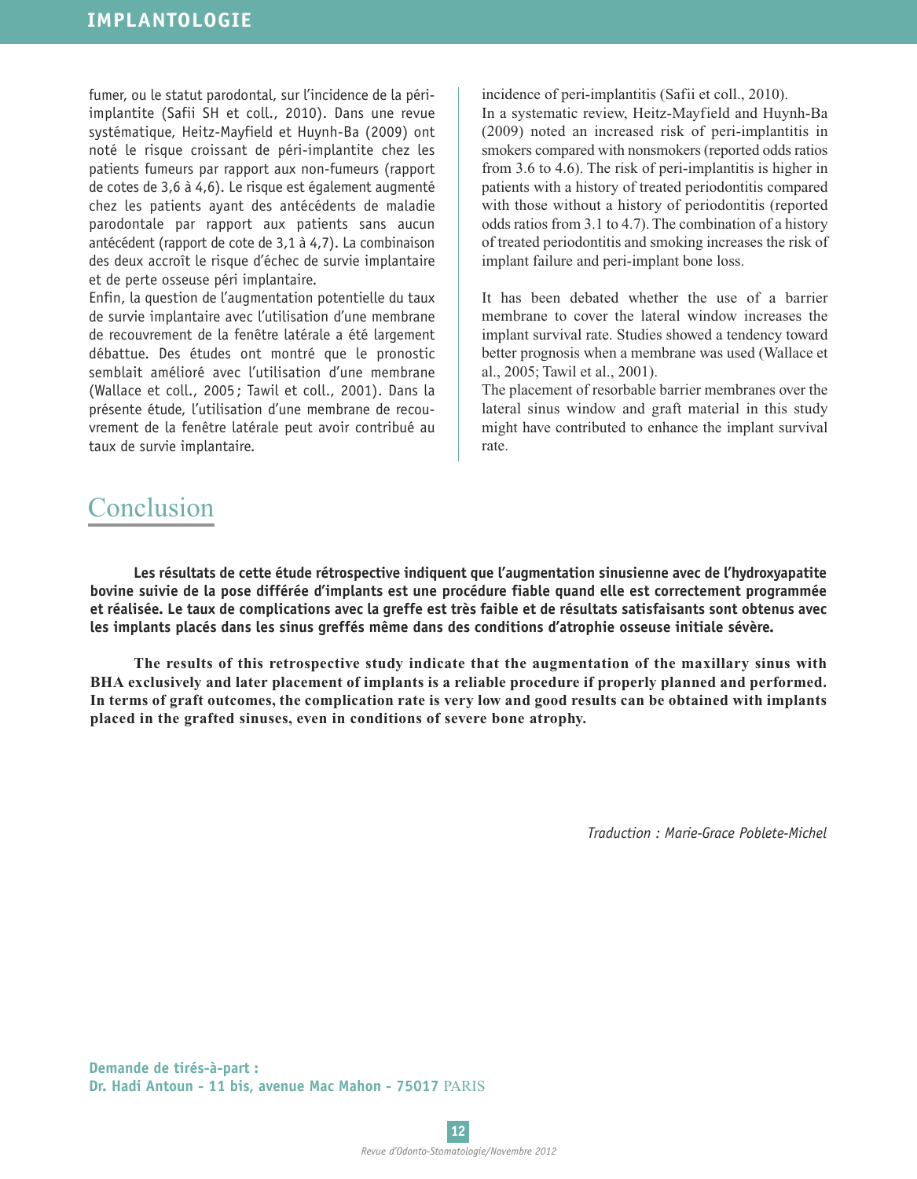fumer, ou le statut parodontal, sur l'incidence de la péri-implantite (Safii SH et coll., 2010). Dans une revue systématique, Heitz-Mayfield et Huynh-Ba (2009) ont noté le risque croissant de péri-implantite chez les patients fumeurs par rapport aux non-fumeurs (rapport de cotes de 3,6 à 4,6). Le risque est également augmenté chez les patients ayant des antécédents de maladie parodontale par rapport aux patients sans aucun antécédent (rapport de cote de 3,1 à 4,7). La combinaison des deux accroît le risque d'échec de survie implantaire et de perte osseuse péri implantaire.

Enfin, la question de l'augmentation potentielle du taux de survie implantaire avec l'utilisation d'une membrane de recouvrement de la fenêtre latérale a été largement débattue. Des études ont montré que le pronostic semblait amélioré avec l'utilisation d'une membrane (Wallace et coll., 2005 ; Tawil et coll., 2001). Dans la présente étude, l'utilisation d'une membrane de recouvrement de la fenêtre latérale peut avoir contribué au taux de survie implantaire.

incidence of peri-implantitis (Safii et coll., 2010).

In a systematic review, Heitz-Mayfield and Huynh-Ba (2009) noted an increased risk of peri-implantitis in smokers compared with nonsmokers (reported odds ratios from 3.6 to 4.6). The risk of peri-implantitis is higher in patients with a history of treated periodontitis compared with those without a history of periodontitis (reported odds ratios from 3.1 to 4.7). The combination of a history of treated periodontitis and smoking increases the risk of implant failure and peri-implant bone loss.

It has been debated whether the use of a barrier membrane to cover the lateral window increases the implant survival rate. Studies showed a tendency toward better prognosis when a membrane was used (Wallace et al., 2005; Tawil et al., 2001).

The placement of resorbable barrier membranes over the lateral sinus window and graft material in this study might have contributed to enhance the implant survival rate.

## Conclusion

**Les résultats de cette étude rétrospective indiquent que l'augmentation sinusienne avec de l'hydroxyapatite bovine suivie de la pose différée d'implants est une procédure fiable quand elle est correctement programmée et réalisée. Le taux de complications avec la greffe est très faible et de résultats satisfaisants sont obtenus avec les implants placés dans les sinus greffés même dans des conditions d'atrophie osseuse initiale sévère.**

**The results of this retrospective study indicate that the augmentation of the maxillary sinus with BHA exclusively and later placement of implants is a reliable procedure if properly planned and performed. In terms of graft outcomes, the complication rate is very low and good results can be obtained with implants placed in the grafted sinuses, even in conditions of severe bone atrophy.**

*Traduction : Marie-Grace Poblete-Michel*

**Demande de tirés-à-part :**
**Dr. Hadi Antoun - 11 bis, avenue Mac Mahon - 75017** PARIS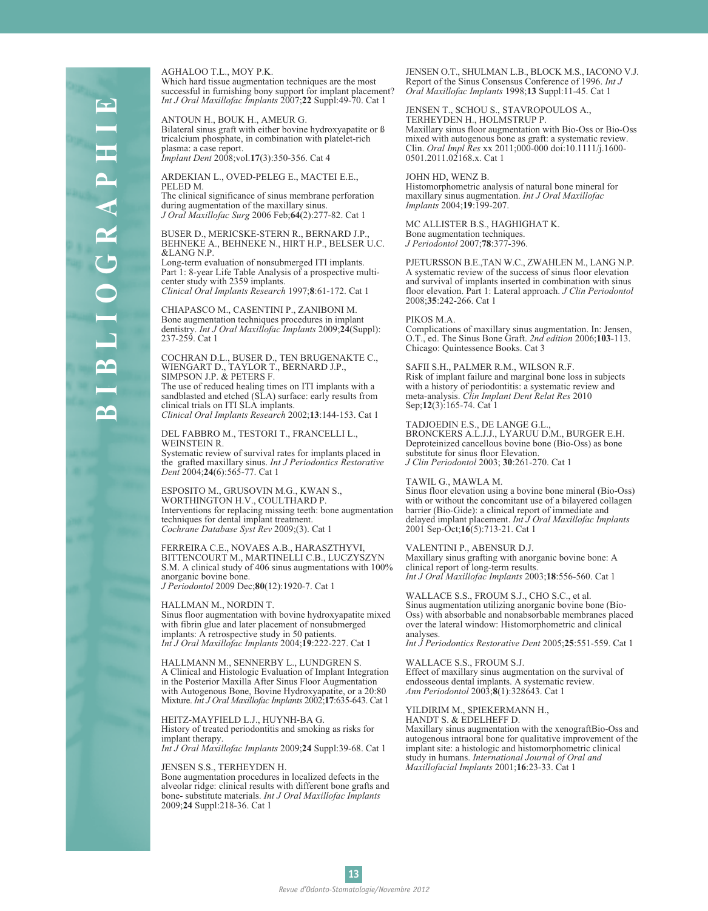# BIBLIOGRAPHIE

AGHALOO T.L., MOY P.K.
Which hard tissue augmentation techniques are the most successful in furnishing bony support for implant placement? *Int J Oral Maxillofac Implants* 2007;**22** Suppl:49-70. Cat 1

ANTOUN H., BOUK H., AMEUR G.
Bilateral sinus graft with either bovine hydroxyapatite or ß tricalcium phosphate, in combination with platelet-rich plasma: a case report.
*Implant Dent* 2008;vol.**17**(3):350-356. Cat 4

ARDEKIAN L., OVED-PELEG E., MACTEI E.E., PELED M.
The clinical significance of sinus membrane perforation during augmentation of the maxillary sinus.
*J Oral Maxillofac Surg* 2006 Feb;**64**(2):277-82. Cat 1

BUSER D., MERICSKE-STERN R., BERNARD J.P., BEHNEKE A., BEHNEKE N., HIRT H.P., BELSER U.C. &LANG N.P.
Long-term evaluation of nonsubmerged ITI implants. Part 1: 8-year Life Table Analysis of a prospective multi-center study with 2359 implants.
*Clinical Oral Implants Research* 1997;**8**:61-172. Cat 1

CHIAPASCO M., CASENTINI P., ZANIBONI M.
Bone augmentation techniques procedures in implant dentistry. *Int J Oral Maxillofac Implants* 2009;**24**(Suppl): 237-259. Cat 1

COCHRAN D.L., BUSER D., TEN BRUGENAKTE C., WIENGART D., TAYLOR T., BERNARD J.P., SIMPSON J.P. & PETERS F.
The use of reduced healing times on ITI implants with a sandblasted and etched (SLA) surface: early results from clinical trials on ITI SLA implants.
*Clinical Oral Implants Research* 2002;**13**:144-153. Cat 1

DEL FABBRO M., TESTORI T., FRANCELLI L., WEINSTEIN R.
Systematic review of survival rates for implants placed in the grafted maxillary sinus. *Int J Periodontics Restorative Dent* 2004;**24**(6):565-77. Cat 1

ESPOSITO M., GRUSOVIN M.G., KWAN S., WORTHINGTON H.V., COULTHARD P.
Interventions for replacing missing teeth: bone augmentation techniques for dental implant treatment.
*Cochrane Database Syst Rev* 2009;(3). Cat 1

FERREIRA C.E., NOVAES A.B., HARASZTHYVI, BITTENCOURT M., MARTINELLI C.B., LUCZYSZYN S.M. A clinical study of 406 sinus augmentations with 100% anorganic bovine bone.
*J Periodontol* 2009 Dec;**80**(12):1920-7. Cat 1

HALLMAN M., NORDIN T.
Sinus floor augmentation with bovine hydroxyapatite mixed with fibrin glue and later placement of nonsubmerged implants: A retrospective study in 50 patients.
*Int J Oral Maxillofac Implants* 2004;**19**:222-227. Cat 1

HALLMANN M., SENNERBY L., LUNDGREN S.
A Clinical and Histologic Evaluation of Implant Integration in the Posterior Maxilla After Sinus Floor Augmentation with Autogenous Bone, Bovine Hydroxyapatite, or a 20:80 Mixture. *Int J Oral Maxillofac Implants* 2002;**17**:635-643. Cat 1

HEITZ-MAYFIELD L.J., HUYNH-BA G.
History of treated periodontitis and smoking as risks for implant therapy.
*Int J Oral Maxillofac Implants* 2009;**24** Suppl:39-68. Cat 1

JENSEN S.S., TERHEYDEN H.
Bone augmentation procedures in localized defects in the alveolar ridge: clinical results with different bone grafts and bone- substitute materials. *Int J Oral Maxillofac Implants* 2009;**24** Suppl:218-36. Cat 1

JENSEN O.T., SHULMAN L.B., BLOCK M.S., IACONO V.J.
Report of the Sinus Consensus Conference of 1996. *Int J Oral Maxillofac Implants* 1998;**13** Suppl:11-45. Cat 1

JENSEN T., SCHOU S., STAVROPOULOS A., TERHEYDEN H., HOLMSTRUP P.
Maxillary sinus floor augmentation with Bio-Oss or Bio-Oss mixed with autogenous bone as graft: a systematic review. Clin. *Oral Impl Res* xx 2011;000-000 doi:10.1111/j.1600-0501.2011.02168.x. Cat 1

JOHN HD, WENZ B.
Histomorphometric analysis of natural bone mineral for maxillary sinus augmentation. *Int J Oral Maxillofac Implants* 2004;**19**:199-207.

MC ALLISTER B.S., HAGHIGHAT K.
Bone augmentation techniques.
*J Periodontol* 2007;**78**:377-396.

PJETURSSON B.E.,TAN W.C., ZWAHLEN M., LANG N.P.
A systematic review of the success of sinus floor elevation and survival of implants inserted in combination with sinus floor elevation. Part 1: Lateral approach. *J Clin Periodontol* 2008;**35**:242-266. Cat 1

PIKOS M.A.
Complications of maxillary sinus augmentation. In: Jensen, O.T., ed. The Sinus Bone Graft. *2nd edition* 2006;**103**-113. Chicago: Quintessence Books. Cat 3

SAFII S.H., PALMER R.M., WILSON R.F.
Risk of implant failure and marginal bone loss in subjects with a history of periodontitis: a systematic review and meta-analysis. *Clin Implant Dent Relat Res* 2010 Sep;**12**(3):165-74. Cat 1

TADJOEDIN E.S., DE LANGE G.L., BRONCKERS A.L.J.J., LYARUU D.M., BURGER E.H.
Deproteinized cancellous bovine bone (Bio-Oss) as bone substitute for sinus floor Elevation.
*J Clin Periodontol* 2003; **30**:261-270. Cat 1

TAWIL G., MAWLA M.
Sinus floor elevation using a bovine bone mineral (Bio-Oss) with or without the concomitant use of a bilayered collagen barrier (Bio-Gide): a clinical report of immediate and delayed implant placement. *Int J Oral Maxillofac Implants* 2001 Sep-Oct;**16**(5):713-21. Cat 1

VALENTINI P., ABENSUR D.J.
Maxillary sinus grafting with anorganic bovine bone: A clinical report of long-term results.
*Int J Oral Maxillofac Implants* 2003;**18**:556-560. Cat 1

WALLACE S.S., FROUM S.J., CHO S.C., et al.
Sinus augmentation utilizing anorganic bovine bone (Bio-Oss) with absorbable and nonabsorbable membranes placed over the lateral window: Histomorphometric and clinical analyses.
*Int J Periodontics Restorative Dent* 2005;**25**:551-559. Cat 1

WALLACE S.S., FROUM S.J.
Effect of maxillary sinus augmentation on the survival of endosseous dental implants. A systematic review.
*Ann Periodontol* 2003;**8**(1):328643. Cat 1

YILDIRIM M., SPIEKERMANN H., HANDT S. & EDELHEFF D.
Maxillary sinus augmentation with the xenograftBio-Oss and autogenous intraoral bone for qualitative improvement of the implant site: a histologic and histomorphometric clinical study in humans. *International Journal of Oral and Maxillofacial Implants* 2001;**16**:23-33. Cat 1